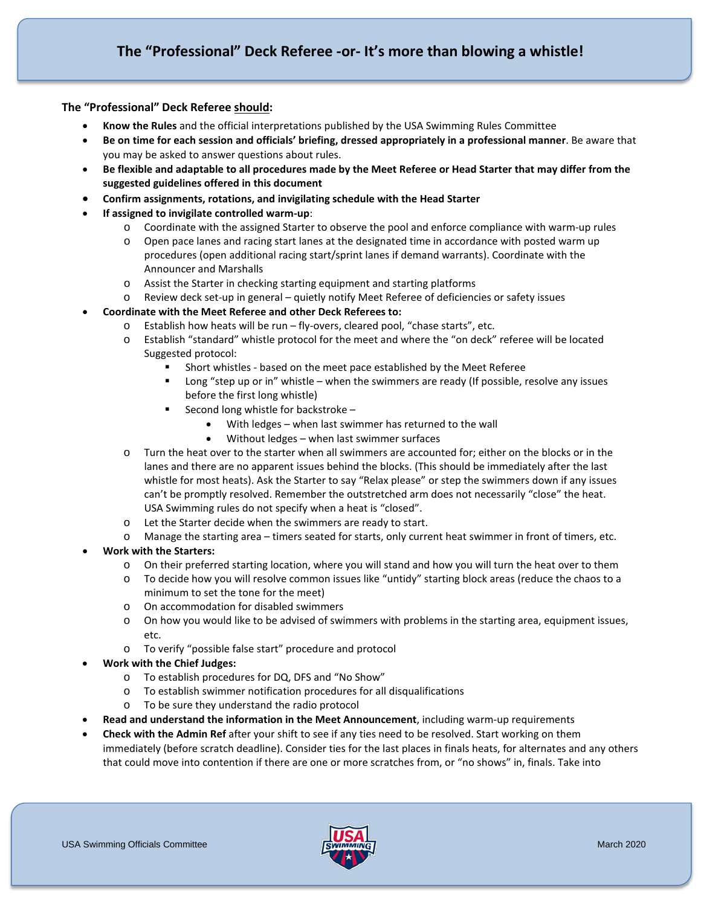# The "Professional" Deck Referee -or- It's more than blowing a whistle!

**The "Professional" Deck Referee <u>should</u>:**

- **Know the Rules** and the official interpretations published by the USA Swimming Rules Committee
- **Be on time for each session and officials' briefing, dressed appropriately in a professional manner**. Be aware that you may be asked to answer questions about rules.
- **Be flexible and adaptable to all procedures made by the Meet Referee or Head Starter that may differ from the suggested guidelines offered in this document**
- **Confirm assignments, rotations, and invigilating schedule with the Head Starter**
- **If assigned to invigilate controlled warm-up**:
  - Coordinate with the assigned Starter to observe the pool and enforce compliance with warm-up rules
  - Open pace lanes and racing start lanes at the designated time in accordance with posted warm up procedures (open additional racing start/sprint lanes if demand warrants). Coordinate with the Announcer and Marshalls
  - Assist the Starter in checking starting equipment and starting platforms
  - Review deck set-up in general – quietly notify Meet Referee of deficiencies or safety issues
- **Coordinate with the Meet Referee and other Deck Referees to:**
  - Establish how heats will be run – fly-overs, cleared pool, "chase starts", etc.
  - Establish "standard" whistle protocol for the meet and where the "on deck" referee will be located Suggested protocol:
    - Short whistles - based on the meet pace established by the Meet Referee
    - Long "step up or in" whistle – when the swimmers are ready (If possible, resolve any issues before the first long whistle)
    - Second long whistle for backstroke –
      - With ledges – when last swimmer has returned to the wall
      - Without ledges – when last swimmer surfaces
  - Turn the heat over to the starter when all swimmers are accounted for; either on the blocks or in the lanes and there are no apparent issues behind the blocks. (This should be immediately after the last whistle for most heats). Ask the Starter to say "Relax please" or step the swimmers down if any issues can't be promptly resolved. Remember the outstretched arm does not necessarily "close" the heat. USA Swimming rules do not specify when a heat is "closed".
  - Let the Starter decide when the swimmers are ready to start.
  - Manage the starting area – timers seated for starts, only current heat swimmer in front of timers, etc.
- **Work with the Starters:**
  - On their preferred starting location, where you will stand and how you will turn the heat over to them
  - To decide how you will resolve common issues like "untidy" starting block areas (reduce the chaos to a minimum to set the tone for the meet)
  - On accommodation for disabled swimmers
  - On how you would like to be advised of swimmers with problems in the starting area, equipment issues, etc.
  - To verify "possible false start" procedure and protocol
- **Work with the Chief Judges:**
  - To establish procedures for DQ, DFS and "No Show"
  - To establish swimmer notification procedures for all disqualifications
  - To be sure they understand the radio protocol
- **Read and understand the information in the Meet Announcement**, including warm-up requirements
- **Check with the Admin Ref** after your shift to see if any ties need to be resolved. Start working on them immediately (before scratch deadline). Consider ties for the last places in finals heats, for alternates and any others that could move into contention if there are one or more scratches from, or "no shows" in, finals. Take into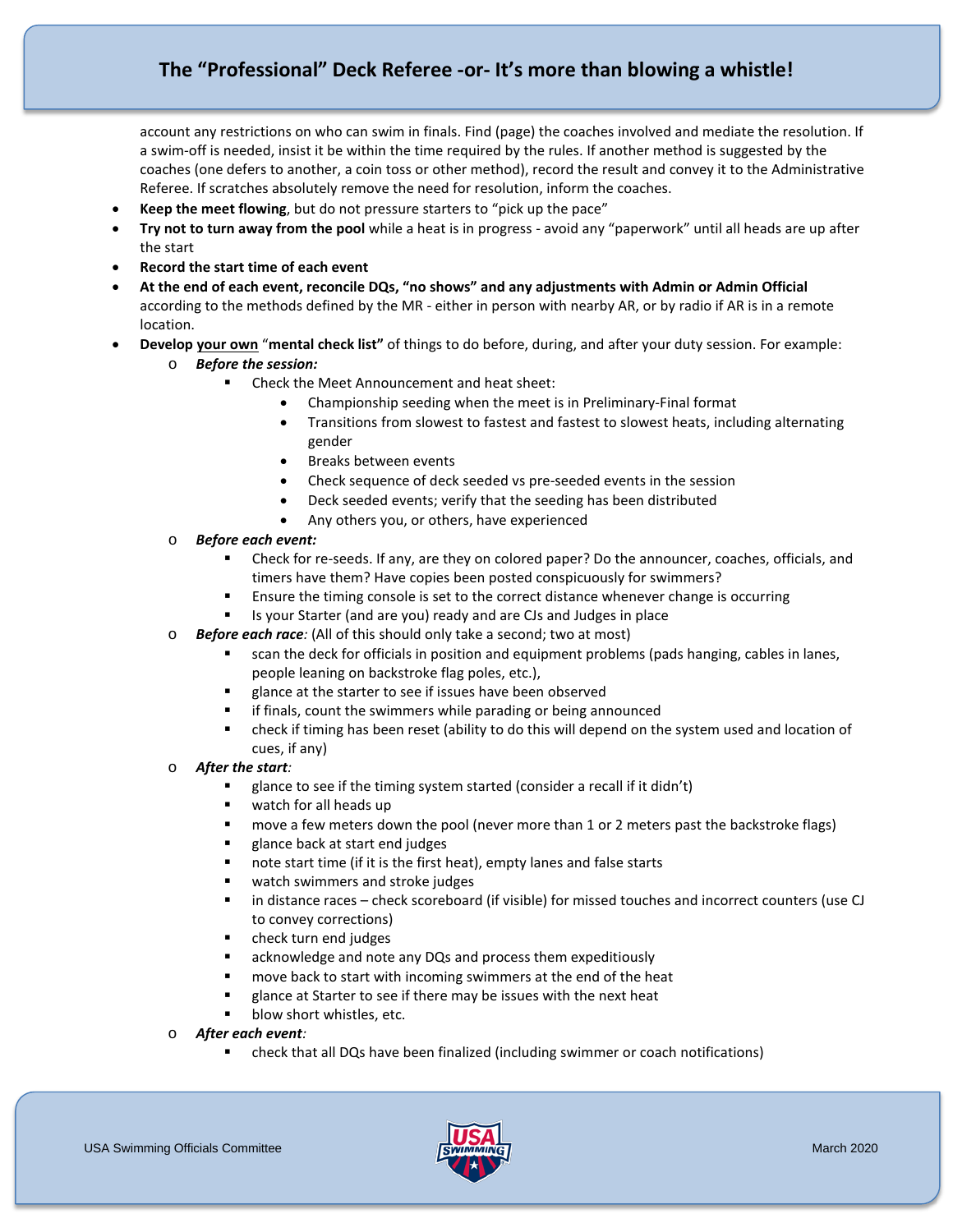account any restrictions on who can swim in finals. Find (page) the coaches involved and mediate the resolution. If a swim-off is needed, insist it be within the time required by the rules. If another method is suggested by the coaches (one defers to another, a coin toss or other method), record the result and convey it to the Administrative Referee. If scratches absolutely remove the need for resolution, inform the coaches.

- **Keep the meet flowing**, but do not pressure starters to "pick up the pace"
- **Try not to turn away from the pool** while a heat is in progress - avoid any "paperwork" until all heads are up after the start
- **Record the start time of each event**
- **At the end of each event, reconcile DQs, "no shows" and any adjustments with Admin or Admin Official** according to the methods defined by the MR - either in person with nearby AR, or by radio if AR is in a remote location.
- **Develop <u>your own</u> "mental check list"** of things to do before, during, and after your duty session. For example:
  - ***Before the session:***
    - Check the Meet Announcement and heat sheet:
      - Championship seeding when the meet is in Preliminary-Final format
      - Transitions from slowest to fastest and fastest to slowest heats, including alternating gender
      - Breaks between events
      - Check sequence of deck seeded vs pre-seeded events in the session
      - Deck seeded events; verify that the seeding has been distributed
      - Any others you, or others, have experienced
  - ***Before each event:***
    - Check for re-seeds. If any, are they on colored paper? Do the announcer, coaches, officials, and timers have them? Have copies been posted conspicuously for swimmers?
    - Ensure the timing console is set to the correct distance whenever change is occurring
    - Is your Starter (and are you) ready and are CJs and Judges in place
  - ***Before each race****:* (All of this should only take a second; two at most)
    - scan the deck for officials in position and equipment problems (pads hanging, cables in lanes, people leaning on backstroke flag poles, etc.),
    - glance at the starter to see if issues have been observed
    - if finals, count the swimmers while parading or being announced
    - check if timing has been reset (ability to do this will depend on the system used and location of cues, if any)
  - ***After the start****:*
    - glance to see if the timing system started (consider a recall if it didn't)
    - watch for all heads up
    - move a few meters down the pool (never more than 1 or 2 meters past the backstroke flags)
    - glance back at start end judges
    - note start time (if it is the first heat), empty lanes and false starts
    - watch swimmers and stroke judges
    - in distance races – check scoreboard (if visible) for missed touches and incorrect counters (use CJ to convey corrections)
    - check turn end judges
    - acknowledge and note any DQs and process them expeditiously
    - move back to start with incoming swimmers at the end of the heat
    - glance at Starter to see if there may be issues with the next heat
    - blow short whistles, etc.
  - ***After each event****:*
    - check that all DQs have been finalized (including swimmer or coach notifications)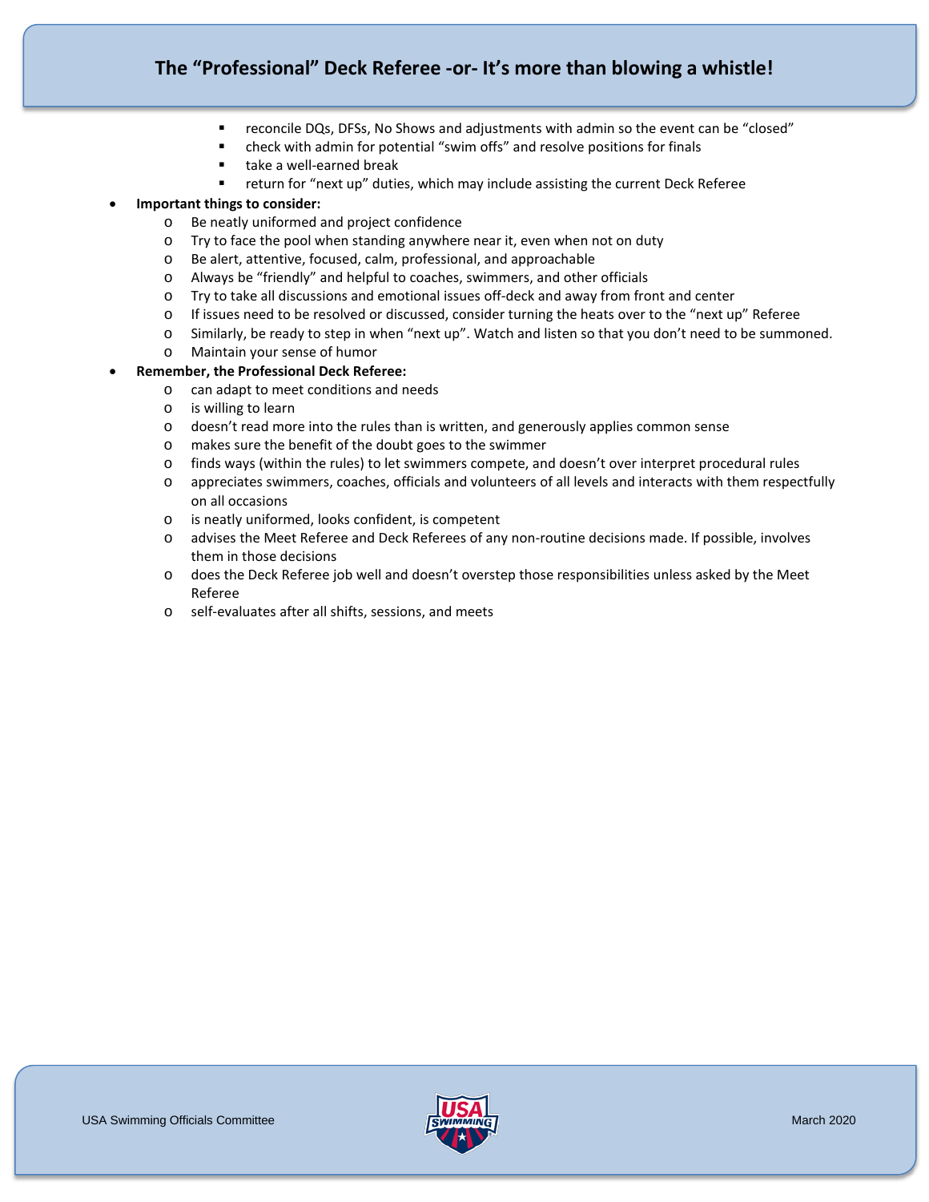- reconcile DQs, DFSs, No Shows and adjustments with admin so the event can be “closed”
    - check with admin for potential “swim offs” and resolve positions for finals
    - take a well-earned break
    - return for “next up” duties, which may include assisting the current Deck Referee

- **Important things to consider:**
  - Be neatly uniformed and project confidence
  - Try to face the pool when standing anywhere near it, even when not on duty
  - Be alert, attentive, focused, calm, professional, and approachable
  - Always be “friendly” and helpful to coaches, swimmers, and other officials
  - Try to take all discussions and emotional issues off-deck and away from front and center
  - If issues need to be resolved or discussed, consider turning the heats over to the “next up” Referee
  - Similarly, be ready to step in when “next up”. Watch and listen so that you don’t need to be summoned.
  - Maintain your sense of humor

- **Remember, the Professional Deck Referee:**
  - can adapt to meet conditions and needs
  - is willing to learn
  - doesn’t read more into the rules than is written, and generously applies common sense
  - makes sure the benefit of the doubt goes to the swimmer
  - finds ways (within the rules) to let swimmers compete, and doesn’t over interpret procedural rules
  - appreciates swimmers, coaches, officials and volunteers of all levels and interacts with them respectfully on all occasions
  - is neatly uniformed, looks confident, is competent
  - advises the Meet Referee and Deck Referees of any non-routine decisions made. If possible, involves them in those decisions
  - does the Deck Referee job well and doesn’t overstep those responsibilities unless asked by the Meet Referee
  - self-evaluates after all shifts, sessions, and meets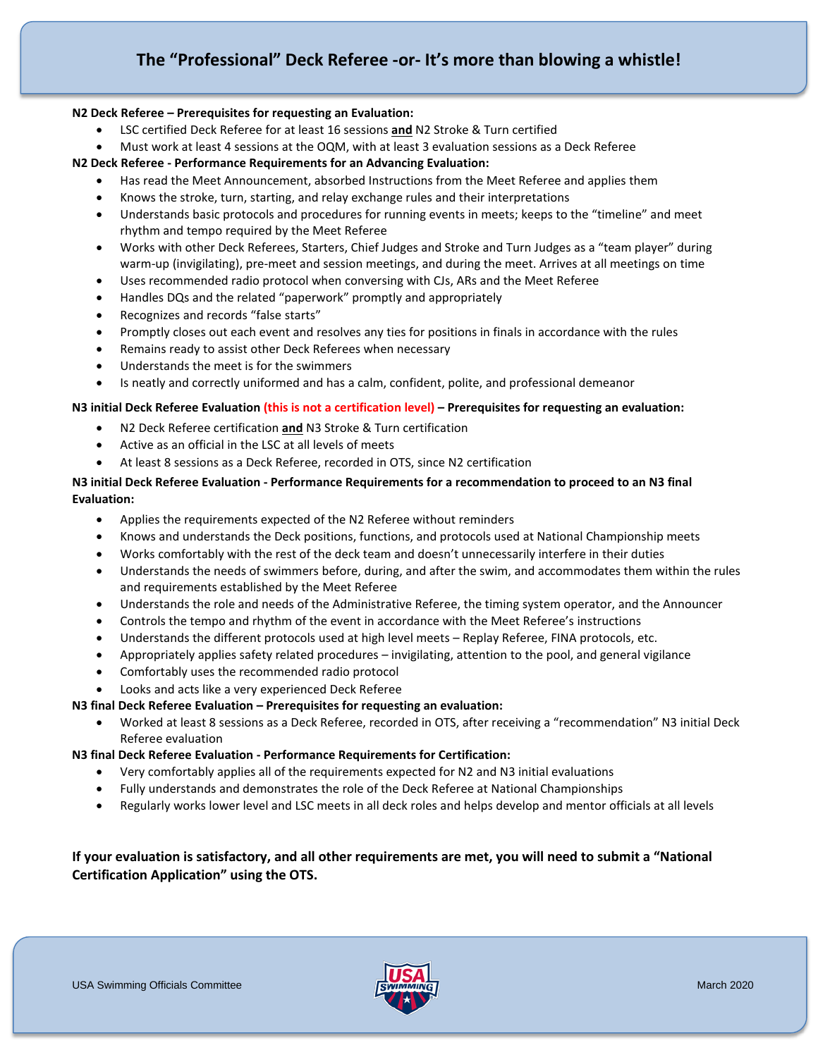# The "Professional" Deck Referee -or- It's more than blowing a whistle!

**N2 Deck Referee – Prerequisites for requesting an Evaluation:**

- LSC certified Deck Referee for at least 16 sessions **and** N2 Stroke & Turn certified
- Must work at least 4 sessions at the OQM, with at least 3 evaluation sessions as a Deck Referee

**N2 Deck Referee - Performance Requirements for an Advancing Evaluation:**

- Has read the Meet Announcement, absorbed Instructions from the Meet Referee and applies them
- Knows the stroke, turn, starting, and relay exchange rules and their interpretations
- Understands basic protocols and procedures for running events in meets; keeps to the "timeline" and meet rhythm and tempo required by the Meet Referee
- Works with other Deck Referees, Starters, Chief Judges and Stroke and Turn Judges as a "team player" during warm-up (invigilating), pre-meet and session meetings, and during the meet. Arrives at all meetings on time
- Uses recommended radio protocol when conversing with CJs, ARs and the Meet Referee
- Handles DQs and the related "paperwork" promptly and appropriately
- Recognizes and records "false starts"
- Promptly closes out each event and resolves any ties for positions in finals in accordance with the rules
- Remains ready to assist other Deck Referees when necessary
- Understands the meet is for the swimmers
- Is neatly and correctly uniformed and has a calm, confident, polite, and professional demeanor

**N3 initial Deck Referee Evaluation (this is not a certification level) – Prerequisites for requesting an evaluation:**

- N2 Deck Referee certification **and** N3 Stroke & Turn certification
- Active as an official in the LSC at all levels of meets
- At least 8 sessions as a Deck Referee, recorded in OTS, since N2 certification

**N3 initial Deck Referee Evaluation - Performance Requirements for a recommendation to proceed to an N3 final Evaluation:**

- Applies the requirements expected of the N2 Referee without reminders
- Knows and understands the Deck positions, functions, and protocols used at National Championship meets
- Works comfortably with the rest of the deck team and doesn't unnecessarily interfere in their duties
- Understands the needs of swimmers before, during, and after the swim, and accommodates them within the rules and requirements established by the Meet Referee
- Understands the role and needs of the Administrative Referee, the timing system operator, and the Announcer
- Controls the tempo and rhythm of the event in accordance with the Meet Referee's instructions
- Understands the different protocols used at high level meets – Replay Referee, FINA protocols, etc.
- Appropriately applies safety related procedures – invigilating, attention to the pool, and general vigilance
- Comfortably uses the recommended radio protocol
- Looks and acts like a very experienced Deck Referee

**N3 final Deck Referee Evaluation – Prerequisites for requesting an evaluation:**

- Worked at least 8 sessions as a Deck Referee, recorded in OTS, after receiving a "recommendation" N3 initial Deck Referee evaluation

**N3 final Deck Referee Evaluation - Performance Requirements for Certification:**

- Very comfortably applies all of the requirements expected for N2 and N3 initial evaluations
- Fully understands and demonstrates the role of the Deck Referee at National Championships
- Regularly works lower level and LSC meets in all deck roles and helps develop and mentor officials at all levels

**If your evaluation is satisfactory, and all other requirements are met, you will need to submit a "National Certification Application" using the OTS.**

USA Swimming Officials Committee

March 2020